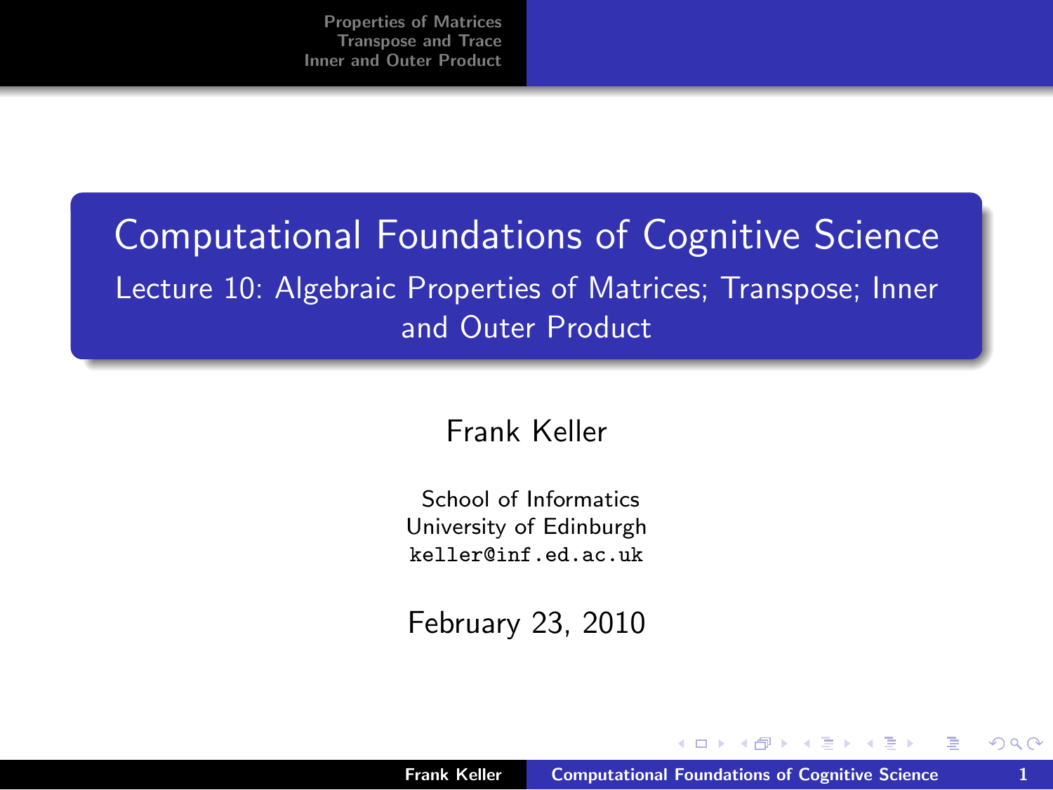# Computational Foundations of Cognitive Science

## Lecture 10: Algebraic Properties of Matrices; Transpose; Inner and Outer Product

Frank Keller

School of Informatics
University of Edinburgh
keller@inf.ed.ac.uk

February 23, 2010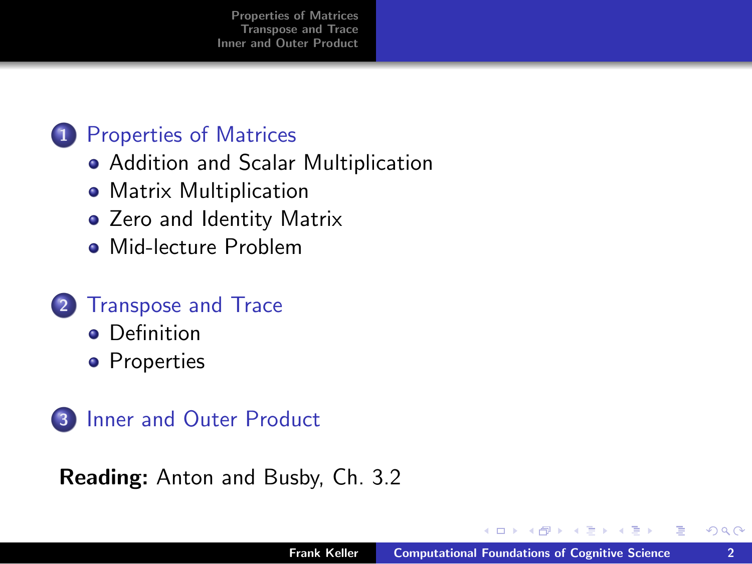1. Properties of Matrices
   - Addition and Scalar Multiplication
   - Matrix Multiplication
   - Zero and Identity Matrix
   - Mid-lecture Problem

2. Transpose and Trace
   - Definition
   - Properties

3. Inner and Outer Product

**Reading:** Anton and Busby, Ch. 3.2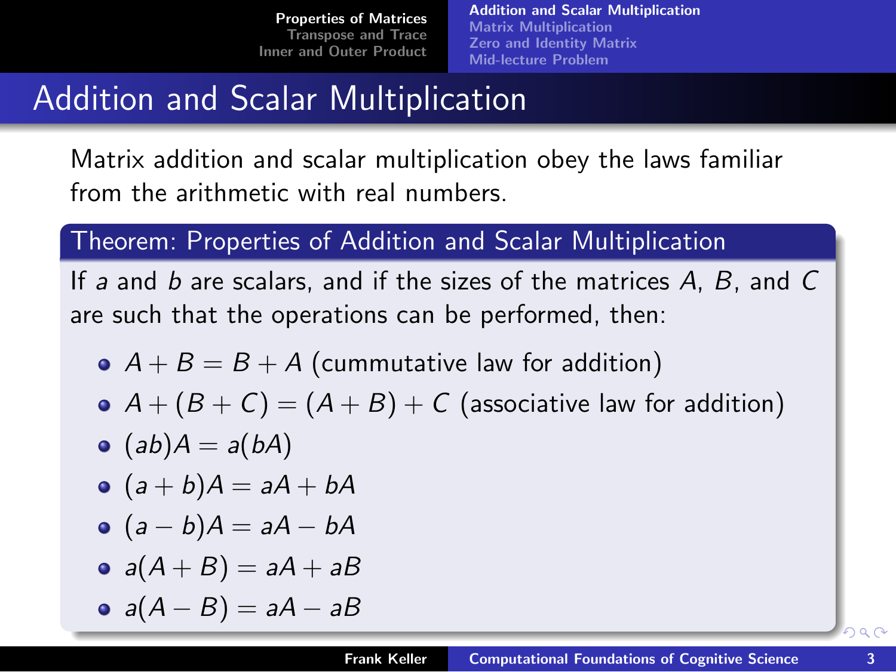# Addition and Scalar Multiplication

Matrix addition and scalar multiplication obey the laws familiar from the arithmetic with real numbers.

**Theorem: Properties of Addition and Scalar Multiplication**

If $a$ and $b$ are scalars, and if the sizes of the matrices $A$, $B$, and $C$ are such that the operations can be performed, then:

- $A + B = B + A$ (cummutative law for addition)
- $A + (B + C) = (A + B) + C$ (associative law for addition)
- $(ab)A = a(bA)$
- $(a + b)A = aA + bA$
- $(a - b)A = aA - bA$
- $a(A + B) = aA + aB$
- $a(A - B) = aA - aB$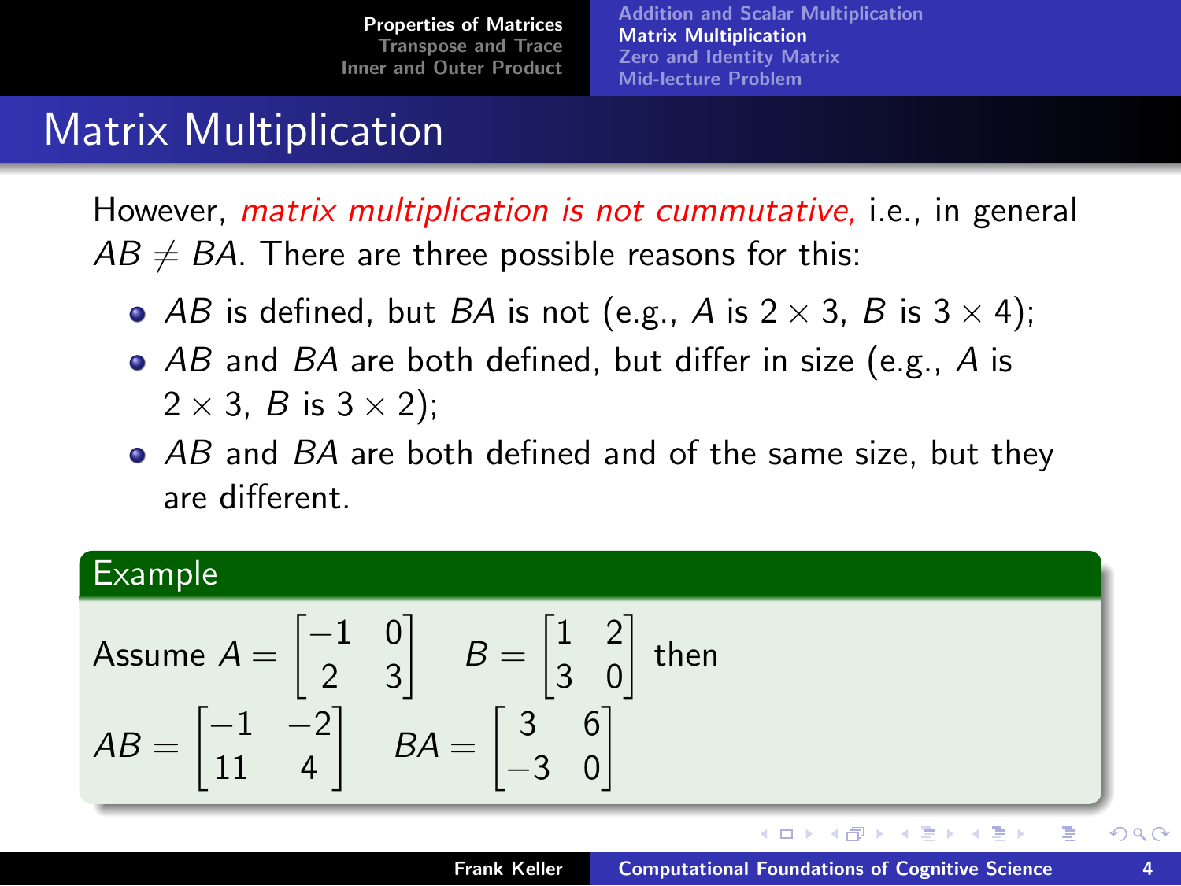# Matrix Multiplication

However, *matrix multiplication is not cummutative,* i.e., in general $AB \neq BA$. There are three possible reasons for this:

- $AB$ is defined, but $BA$ is not (e.g., $A$ is $2 \times 3$, $B$ is $3 \times 4$);
- $AB$ and $BA$ are both defined, but differ in size (e.g., $A$ is $2 \times 3$, $B$ is $3 \times 2$);
- $AB$ and $BA$ are both defined and of the same size, but they are different.

**Example**

Assume $A = \begin{bmatrix} -1 & 0 \\ 2 & 3 \end{bmatrix}$ $\quad B = \begin{bmatrix} 1 & 2 \\ 3 & 0 \end{bmatrix}$ then

$AB = \begin{bmatrix} -1 & -2 \\ 11 & 4 \end{bmatrix}$ $\quad BA = \begin{bmatrix} 3 & 6 \\ -3 & 0 \end{bmatrix}$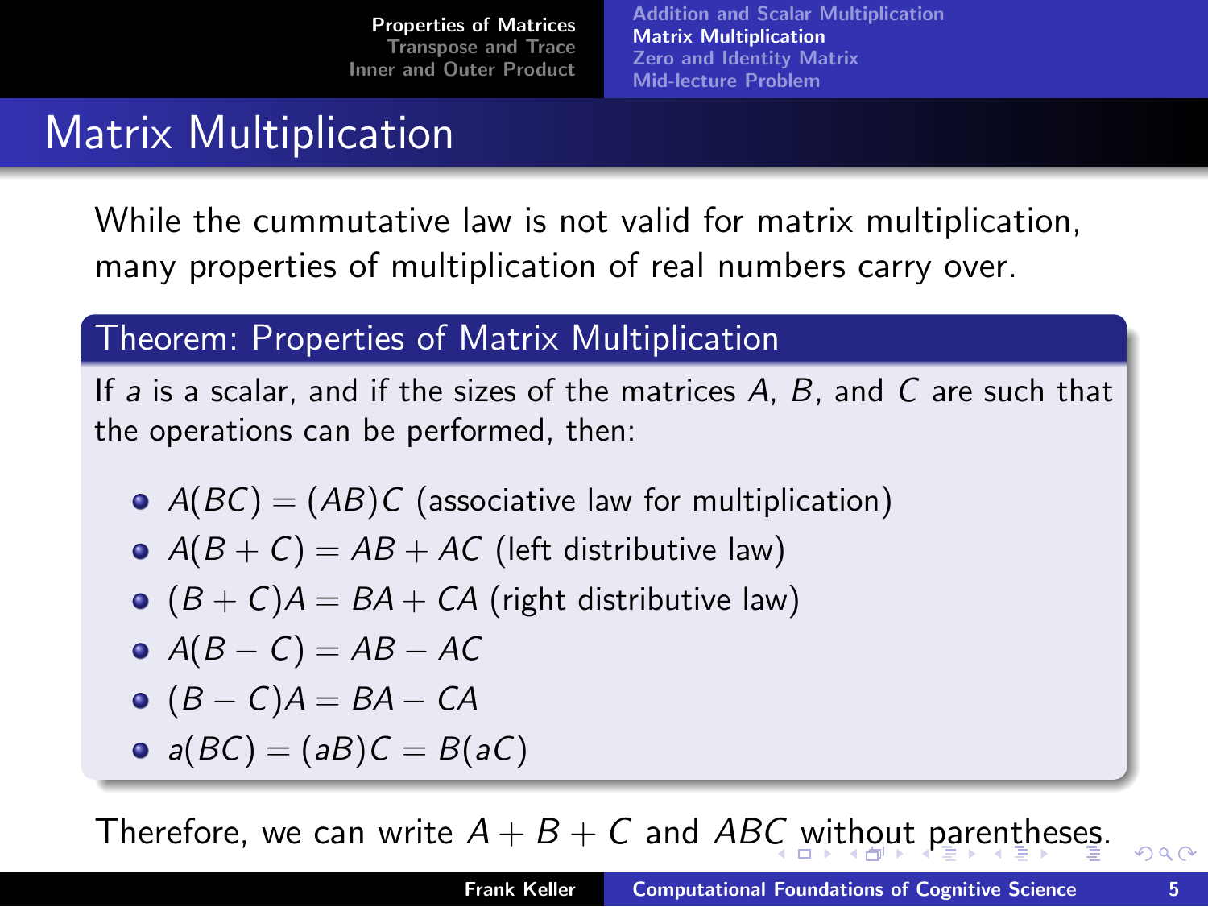# Matrix Multiplication

While the cummutative law is not valid for matrix multiplication, many properties of multiplication of real numbers carry over.

**Theorem: Properties of Matrix Multiplication**

If $a$ is a scalar, and if the sizes of the matrices $A$, $B$, and $C$ are such that the operations can be performed, then:

- $A(BC) = (AB)C$ (associative law for multiplication)
- $A(B + C) = AB + AC$ (left distributive law)
- $(B + C)A = BA + CA$ (right distributive law)
- $A(B - C) = AB - AC$
- $(B - C)A = BA - CA$
- $a(BC) = (aB)C = B(aC)$

Therefore, we can write $A + B + C$ and $ABC$ without parentheses.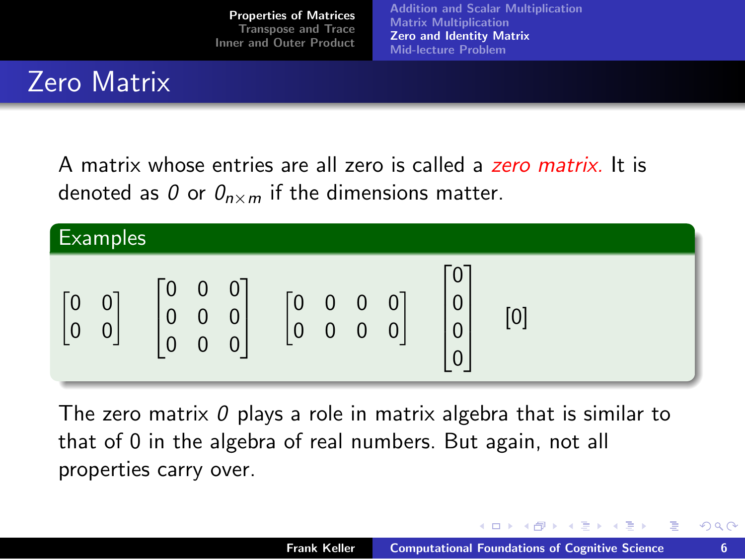# Zero Matrix

A matrix whose entries are all zero is called a *zero matrix.* It is denoted as $0$ or $0_{n \times m}$ if the dimensions matter.

**Examples**

$$\begin{bmatrix} 0 & 0 \\ 0 & 0 \end{bmatrix} \quad \begin{bmatrix} 0 & 0 & 0 \\ 0 & 0 & 0 \\ 0 & 0 & 0 \end{bmatrix} \quad \begin{bmatrix} 0 & 0 & 0 & 0 \\ 0 & 0 & 0 & 0 \end{bmatrix} \quad \begin{bmatrix} 0 \\ 0 \\ 0 \\ 0 \end{bmatrix} \quad [0]$$

The zero matrix $0$ plays a role in matrix algebra that is similar to that of 0 in the algebra of real numbers. But again, not all properties carry over.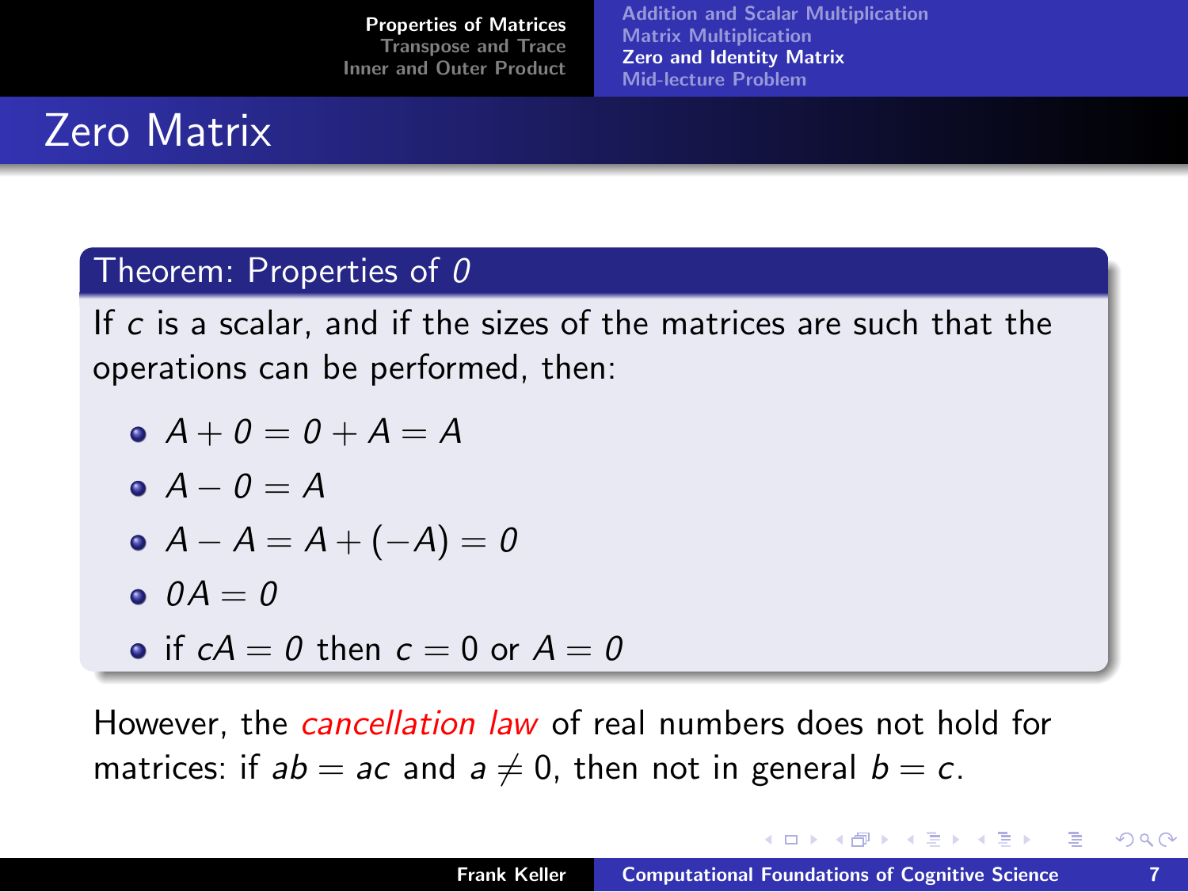# Zero Matrix

**Theorem: Properties of $\mathit{0}$**

If $c$ is a scalar, and if the sizes of the matrices are such that the operations can be performed, then:

- $A + \mathit{0} = \mathit{0} + A = A$
- $A - \mathit{0} = A$
- $A - A = A + (-A) = \mathit{0}$
- $\mathit{0}A = \mathit{0}$
- if $cA = \mathit{0}$ then $c = 0$ or $A = \mathit{0}$

However, the *cancellation law* of real numbers does not hold for matrices: if $ab = ac$ and $a \neq 0$, then not in general $b = c$.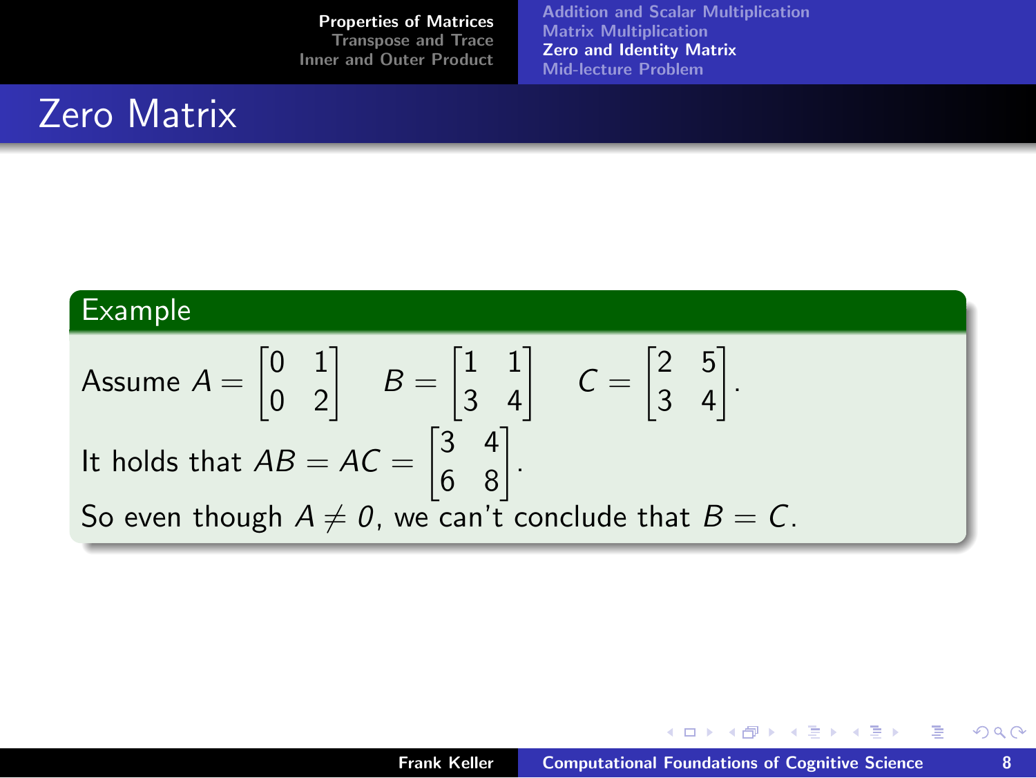# Zero Matrix

**Example**

Assume $A = \begin{bmatrix} 0 & 1 \\ 0 & 2 \end{bmatrix}$ $\quad B = \begin{bmatrix} 1 & 1 \\ 3 & 4 \end{bmatrix}$ $\quad C = \begin{bmatrix} 2 & 5 \\ 3 & 4 \end{bmatrix}$.

It holds that $AB = AC = \begin{bmatrix} 3 & 4 \\ 6 & 8 \end{bmatrix}$.

So even though $A \neq 0$, we can't conclude that $B = C$.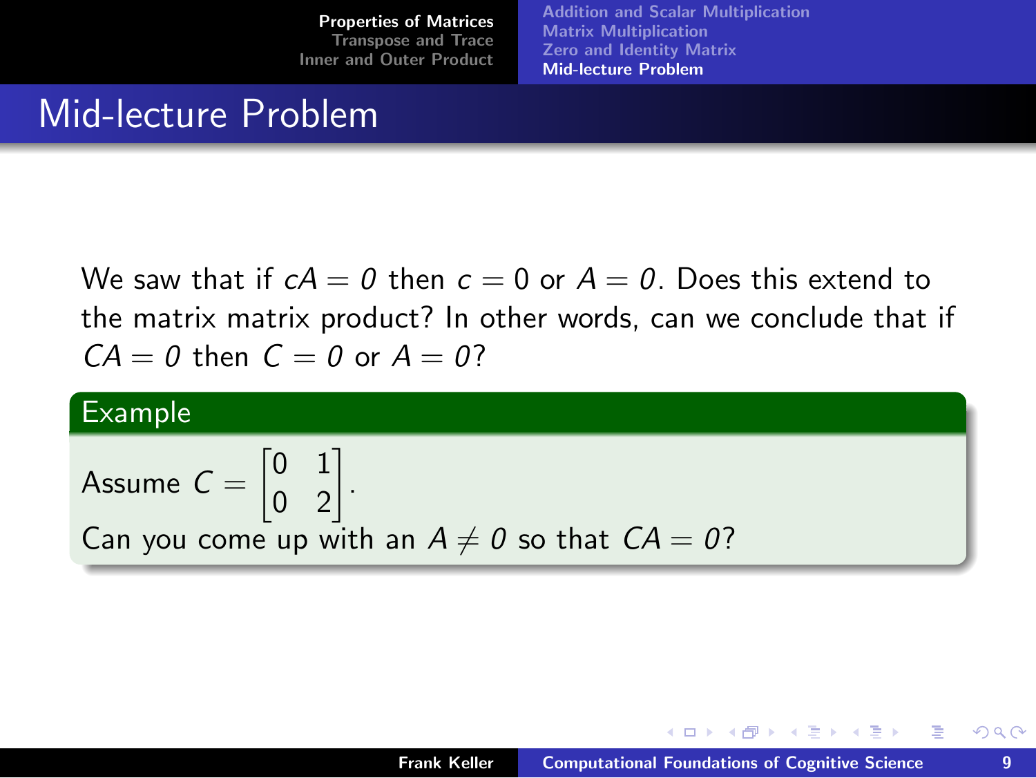# Mid-lecture Problem

We saw that if $cA = \mathit{0}$ then $c = 0$ or $A = \mathit{0}$. Does this extend to the matrix matrix product? In other words, can we conclude that if $CA = \mathit{0}$ then $C = \mathit{0}$ or $A = \mathit{0}$?

**Example**

Assume $C = \begin{bmatrix} 0 & 1 \\ 0 & 2 \end{bmatrix}$.

Can you come up with an $A \neq \mathit{0}$ so that $CA = \mathit{0}$?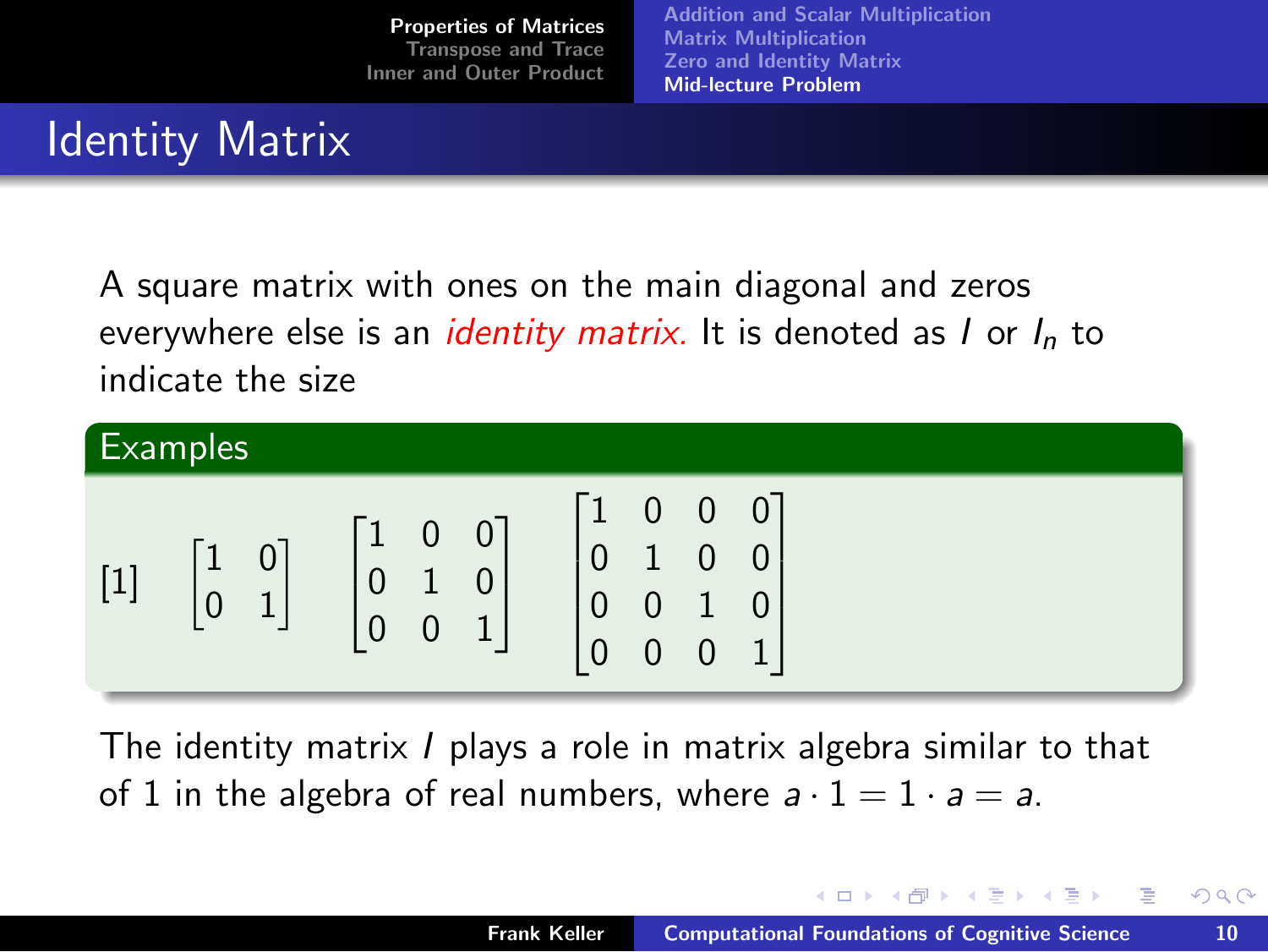# Identity Matrix

A square matrix with ones on the main diagonal and zeros everywhere else is an *identity matrix.* It is denoted as $I$ or $I_n$ to indicate the size

**Examples**

$$[1] \quad \begin{bmatrix} 1 & 0 \\ 0 & 1 \end{bmatrix} \quad \begin{bmatrix} 1 & 0 & 0 \\ 0 & 1 & 0 \\ 0 & 0 & 1 \end{bmatrix} \quad \begin{bmatrix} 1 & 0 & 0 & 0 \\ 0 & 1 & 0 & 0 \\ 0 & 0 & 1 & 0 \\ 0 & 0 & 0 & 1 \end{bmatrix}$$

The identity matrix $I$ plays a role in matrix algebra similar to that of 1 in the algebra of real numbers, where $a \cdot 1 = 1 \cdot a = a$.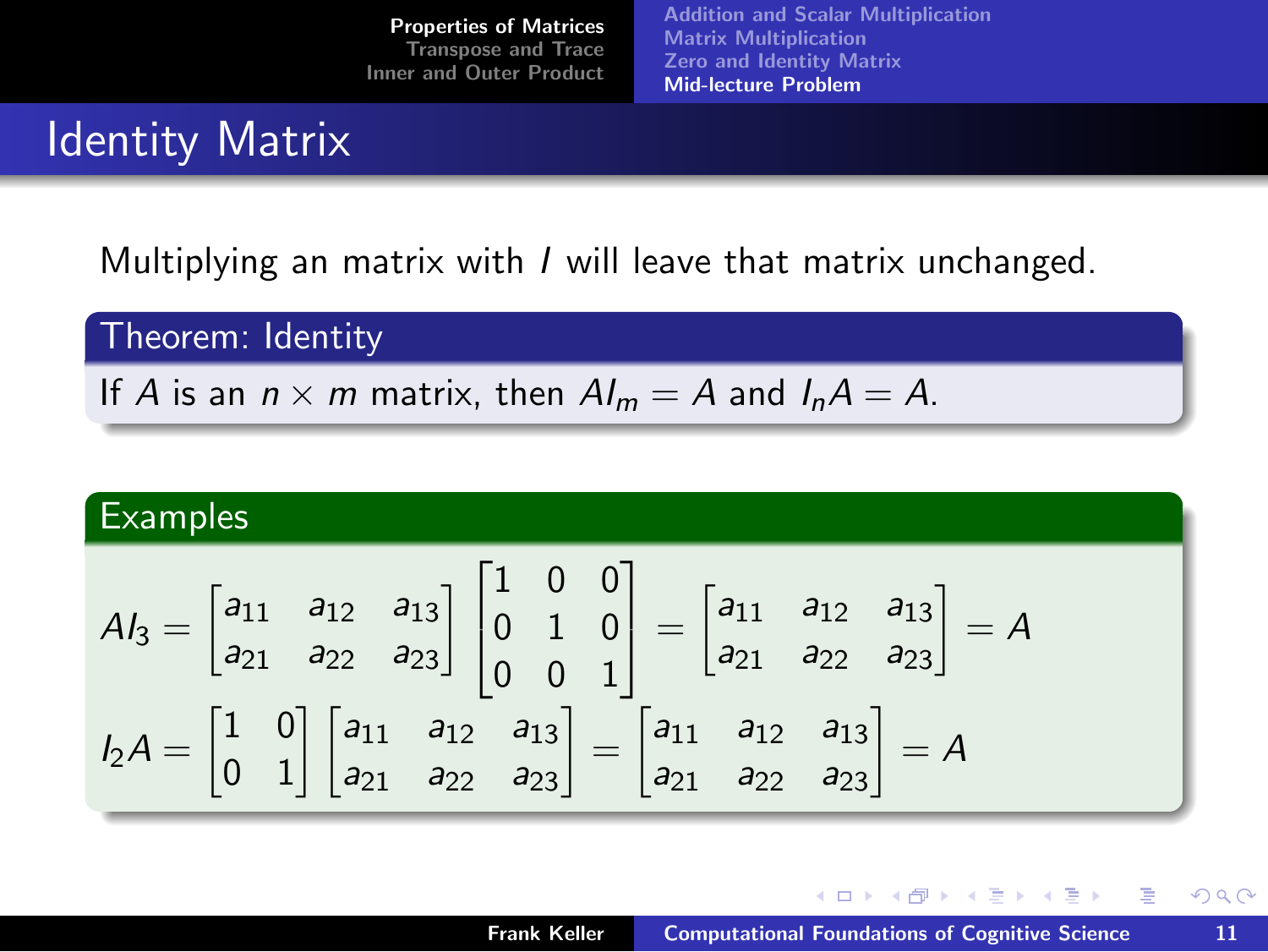# Identity Matrix

Multiplying an matrix with $I$ will leave that matrix unchanged.

**Theorem: Identity**

If $A$ is an $n \times m$ matrix, then $AI_m = A$ and $I_n A = A$.

**Examples**

$$AI_3 = \begin{bmatrix} a_{11} & a_{12} & a_{13} \\ a_{21} & a_{22} & a_{23} \end{bmatrix} \begin{bmatrix} 1 & 0 & 0 \\ 0 & 1 & 0 \\ 0 & 0 & 1 \end{bmatrix} = \begin{bmatrix} a_{11} & a_{12} & a_{13} \\ a_{21} & a_{22} & a_{23} \end{bmatrix} = A$$

$$I_2 A = \begin{bmatrix} 1 & 0 \\ 0 & 1 \end{bmatrix} \begin{bmatrix} a_{11} & a_{12} & a_{13} \\ a_{21} & a_{22} & a_{23} \end{bmatrix} = \begin{bmatrix} a_{11} & a_{12} & a_{13} \\ a_{21} & a_{22} & a_{23} \end{bmatrix} = A$$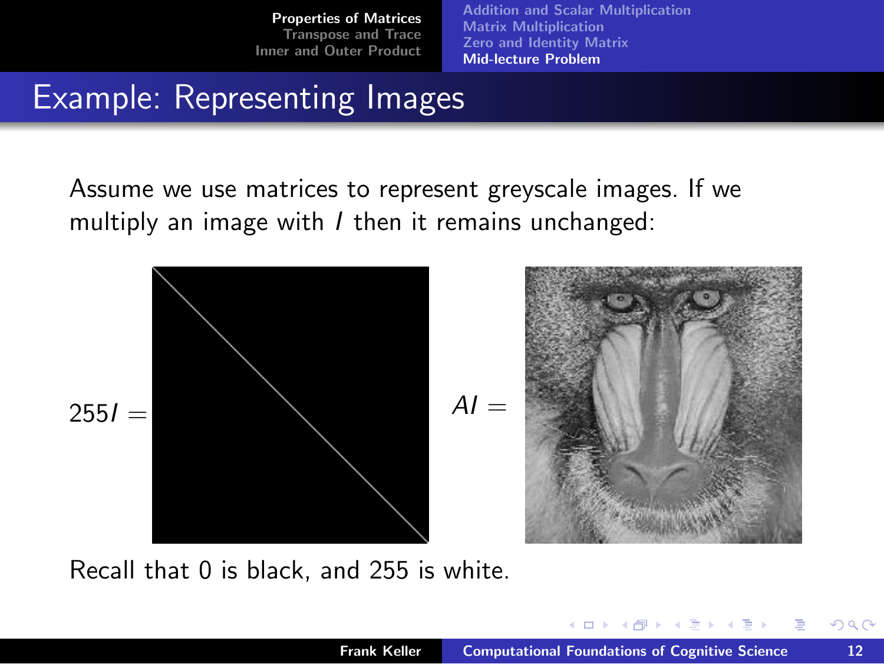## Example: Representing Images

Assume we use matrices to represent greyscale images. If we multiply an image with $I$ then it remains unchanged:

$255I =$ $\quad AI =$

Recall that 0 is black, and 255 is white.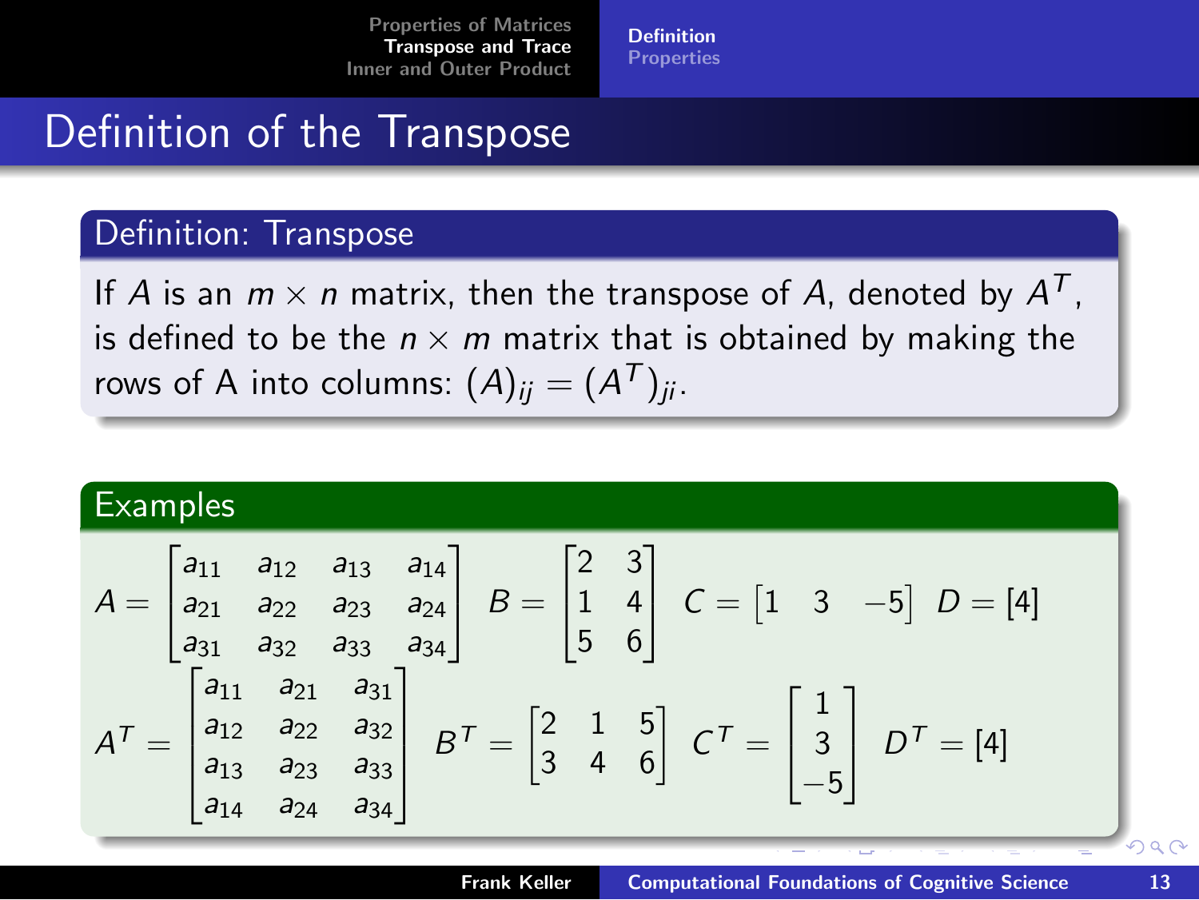# Definition of the Transpose

## Definition: Transpose

If $A$ is an $m \times n$ matrix, then the transpose of $A$, denoted by $A^T$, is defined to be the $n \times m$ matrix that is obtained by making the rows of A into columns: $(A)_{ij} = (A^T)_{ji}$.

## Examples

$$A = \begin{bmatrix} a_{11} & a_{12} & a_{13} & a_{14} \\ a_{21} & a_{22} & a_{23} & a_{24} \\ a_{31} & a_{32} & a_{33} & a_{34} \end{bmatrix} \quad B = \begin{bmatrix} 2 & 3 \\ 1 & 4 \\ 5 & 6 \end{bmatrix} \quad C = \begin{bmatrix} 1 & 3 & -5 \end{bmatrix} \quad D = [4]$$

$$A^T = \begin{bmatrix} a_{11} & a_{21} & a_{31} \\ a_{12} & a_{22} & a_{32} \\ a_{13} & a_{23} & a_{33} \\ a_{14} & a_{24} & a_{34} \end{bmatrix} \quad B^T = \begin{bmatrix} 2 & 1 & 5 \\ 3 & 4 & 6 \end{bmatrix} \quad C^T = \begin{bmatrix} 1 \\ 3 \\ -5 \end{bmatrix} \quad D^T = [4]$$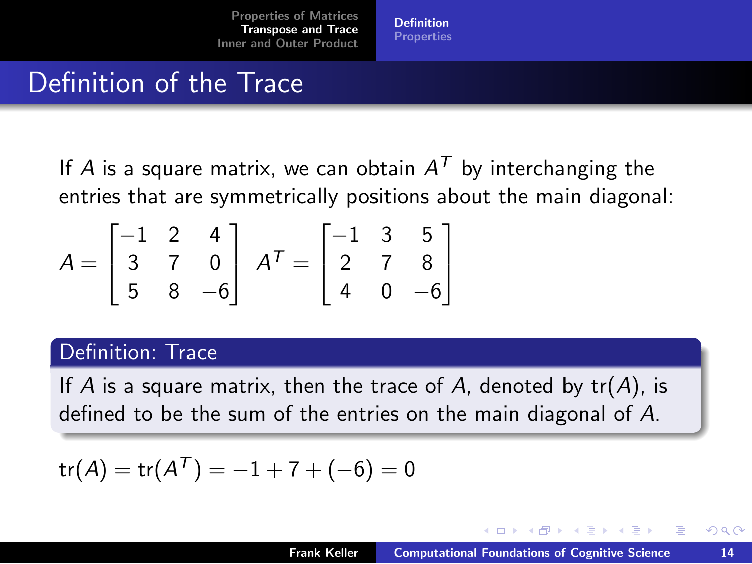# Definition of the Trace

If $A$ is a square matrix, we can obtain $A^T$ by interchanging the entries that are symmetrically positions about the main diagonal:

$$A = \begin{bmatrix} -1 & 2 & 4 \\ 3 & 7 & 0 \\ 5 & 8 & -6 \end{bmatrix} \quad A^T = \begin{bmatrix} -1 & 3 & 5 \\ 2 & 7 & 8 \\ 4 & 0 & -6 \end{bmatrix}$$

**Definition: Trace**

If $A$ is a square matrix, then the trace of $A$, denoted by $\text{tr}(A)$, is defined to be the sum of the entries on the main diagonal of $A$.

$$\text{tr}(A) = \text{tr}(A^T) = -1 + 7 + (-6) = 0$$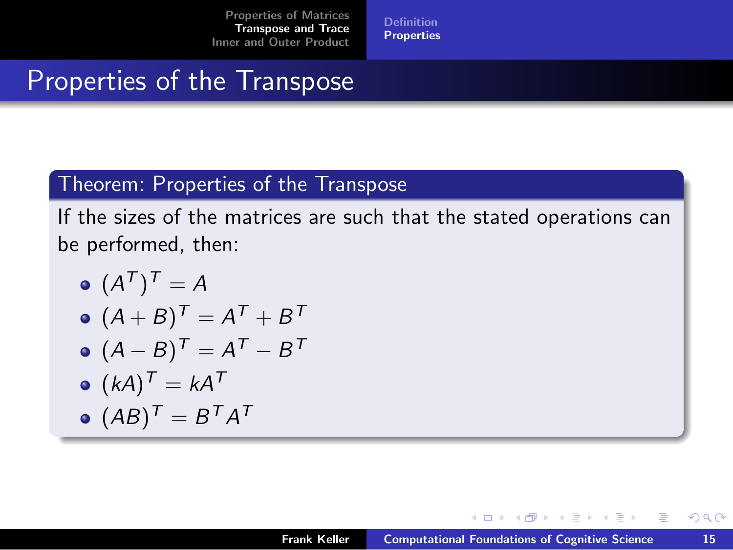# Properties of the Transpose

**Theorem: Properties of the Transpose**

If the sizes of the matrices are such that the stated operations can be performed, then:

- $(A^T)^T = A$
- $(A + B)^T = A^T + B^T$
- $(A - B)^T = A^T - B^T$
- $(kA)^T = kA^T$
- $(AB)^T = B^T A^T$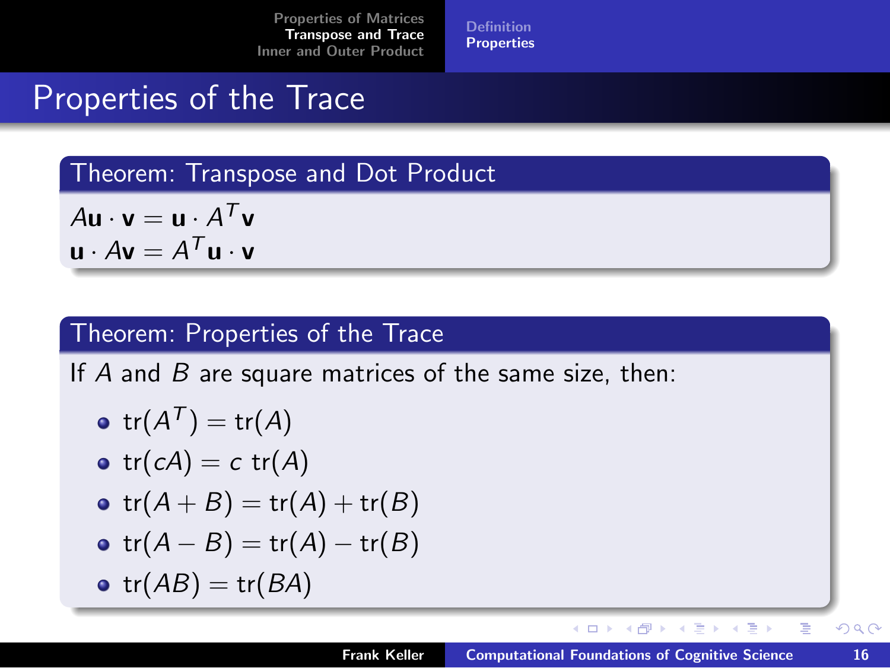# Properties of the Trace

## Theorem: Transpose and Dot Product

$A\mathbf{u} \cdot \mathbf{v} = \mathbf{u} \cdot A^T\mathbf{v}$
$\mathbf{u} \cdot A\mathbf{v} = A^T\mathbf{u} \cdot \mathbf{v}$

## Theorem: Properties of the Trace

If $A$ and $B$ are square matrices of the same size, then:

- $\text{tr}(A^T) = \text{tr}(A)$
- $\text{tr}(cA) = c\ \text{tr}(A)$
- $\text{tr}(A + B) = \text{tr}(A) + \text{tr}(B)$
- $\text{tr}(A - B) = \text{tr}(A) - \text{tr}(B)$
- $\text{tr}(AB) = \text{tr}(BA)$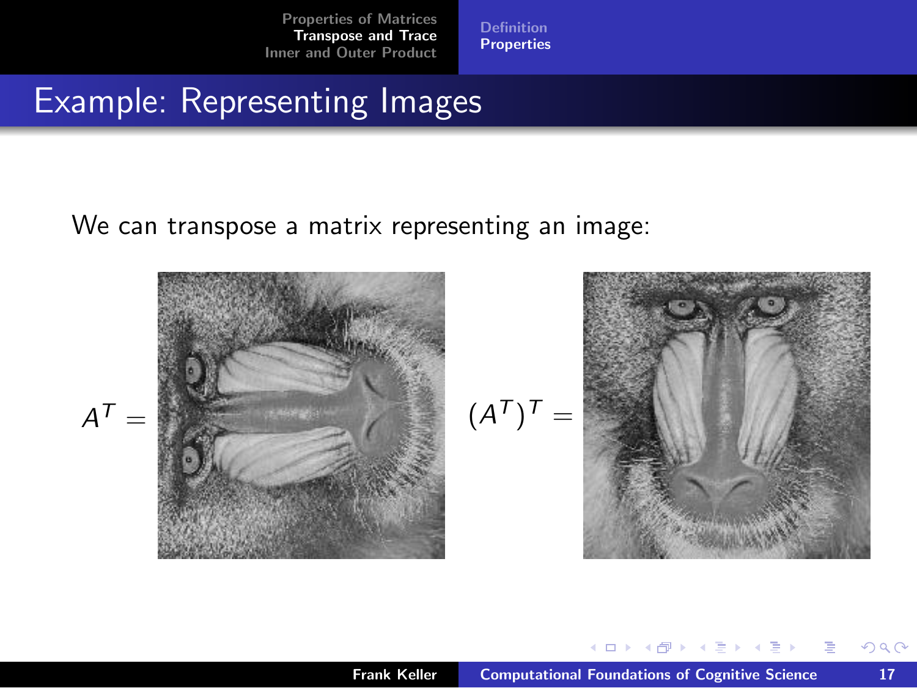# Example: Representing Images

We can transpose a matrix representing an image:

$A^T =$

$(A^T)^T =$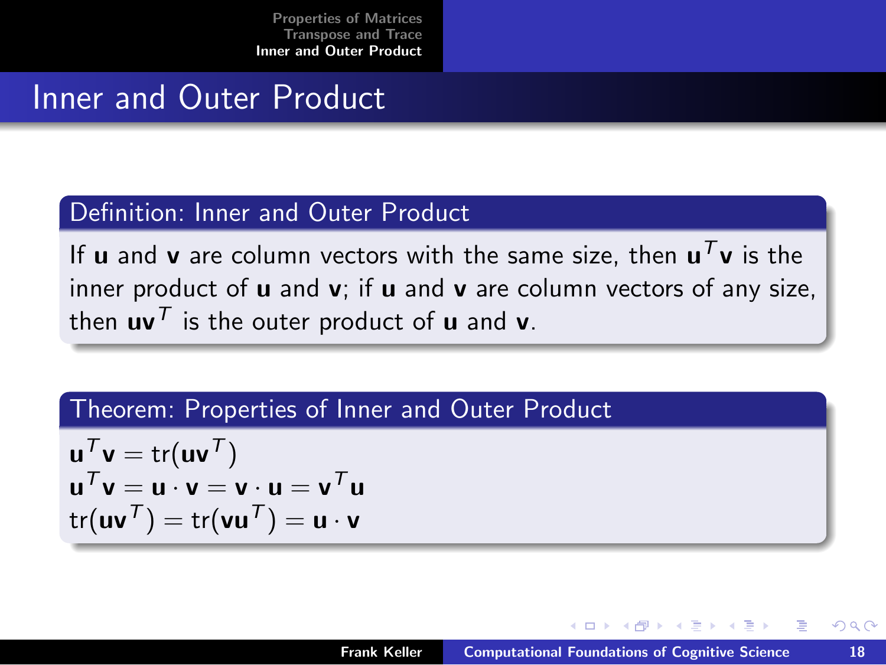# Inner and Outer Product

## Definition: Inner and Outer Product

If $\mathbf{u}$ and $\mathbf{v}$ are column vectors with the same size, then $\mathbf{u}^T\mathbf{v}$ is the inner product of $\mathbf{u}$ and $\mathbf{v}$; if $\mathbf{u}$ and $\mathbf{v}$ are column vectors of any size, then $\mathbf{u}\mathbf{v}^T$ is the outer product of $\mathbf{u}$ and $\mathbf{v}$.

## Theorem: Properties of Inner and Outer Product

$$\mathbf{u}^T\mathbf{v} = \text{tr}(\mathbf{u}\mathbf{v}^T)$$
$$\mathbf{u}^T\mathbf{v} = \mathbf{u} \cdot \mathbf{v} = \mathbf{v} \cdot \mathbf{u} = \mathbf{v}^T\mathbf{u}$$
$$\text{tr}(\mathbf{u}\mathbf{v}^T) = \text{tr}(\mathbf{v}\mathbf{u}^T) = \mathbf{u} \cdot \mathbf{v}$$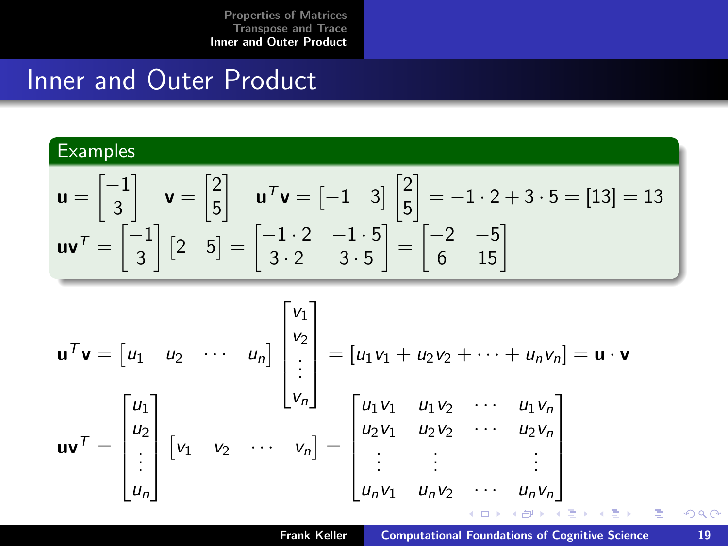# Inner and Outer Product

**Examples**

$$\mathbf{u} = \begin{bmatrix} -1 \\ 3 \end{bmatrix} \quad \mathbf{v} = \begin{bmatrix} 2 \\ 5 \end{bmatrix} \quad \mathbf{u}^T\mathbf{v} = \begin{bmatrix} -1 & 3 \end{bmatrix} \begin{bmatrix} 2 \\ 5 \end{bmatrix} = -1 \cdot 2 + 3 \cdot 5 = [13] = 13$$

$$\mathbf{u}\mathbf{v}^T = \begin{bmatrix} -1 \\ 3 \end{bmatrix} \begin{bmatrix} 2 & 5 \end{bmatrix} = \begin{bmatrix} -1 \cdot 2 & -1 \cdot 5 \\ 3 \cdot 2 & 3 \cdot 5 \end{bmatrix} = \begin{bmatrix} -2 & -5 \\ 6 & 15 \end{bmatrix}$$

$$\mathbf{u}^T\mathbf{v} = \begin{bmatrix} u_1 & u_2 & \cdots & u_n \end{bmatrix} \begin{bmatrix} v_1 \\ v_2 \\ \vdots \\ v_n \end{bmatrix} = [u_1 v_1 + u_2 v_2 + \cdots + u_n v_n] = \mathbf{u} \cdot \mathbf{v}$$

$$\mathbf{u}\mathbf{v}^T = \begin{bmatrix} u_1 \\ u_2 \\ \vdots \\ u_n \end{bmatrix} \begin{bmatrix} v_1 & v_2 & \cdots & v_n \end{bmatrix} = \begin{bmatrix} u_1 v_1 & u_1 v_2 & \cdots & u_1 v_n \\ u_2 v_1 & u_2 v_2 & \cdots & u_2 v_n \\ \vdots & \vdots & & \vdots \\ u_n v_1 & u_n v_2 & \cdots & u_n v_n \end{bmatrix}$$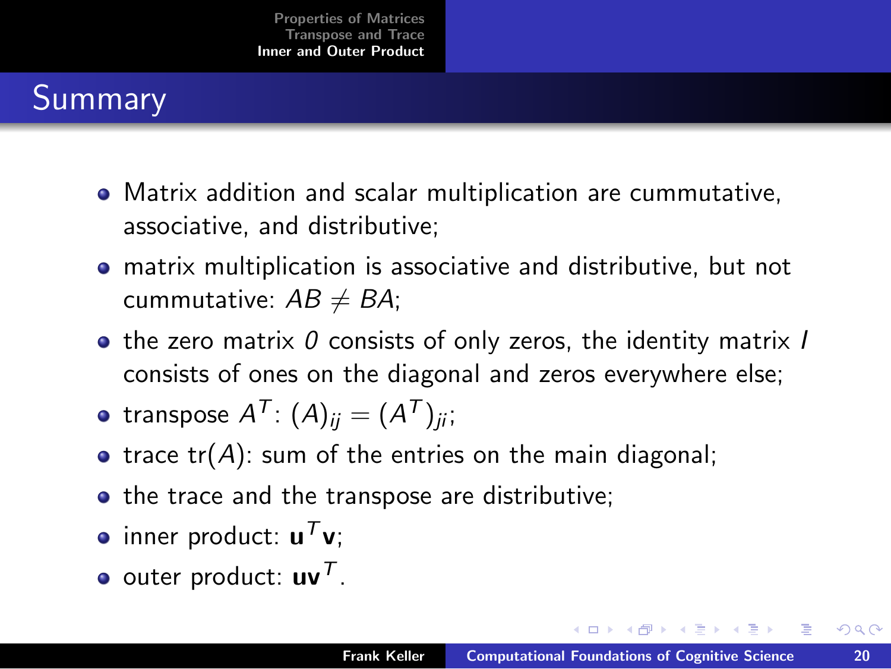## Summary

- Matrix addition and scalar multiplication are cummutative, associative, and distributive;
- matrix multiplication is associative and distributive, but not cummutative: $AB \neq BA$;
- the zero matrix *0* consists of only zeros, the identity matrix $I$ consists of ones on the diagonal and zeros everywhere else;
- transpose $A^T$: $(A)_{ij} = (A^T)_{ji}$;
- trace $\text{tr}(A)$: sum of the entries on the main diagonal;
- the trace and the transpose are distributive;
- inner product: $\mathbf{u}^T\mathbf{v}$;
- outer product: $\mathbf{u}\mathbf{v}^T$.